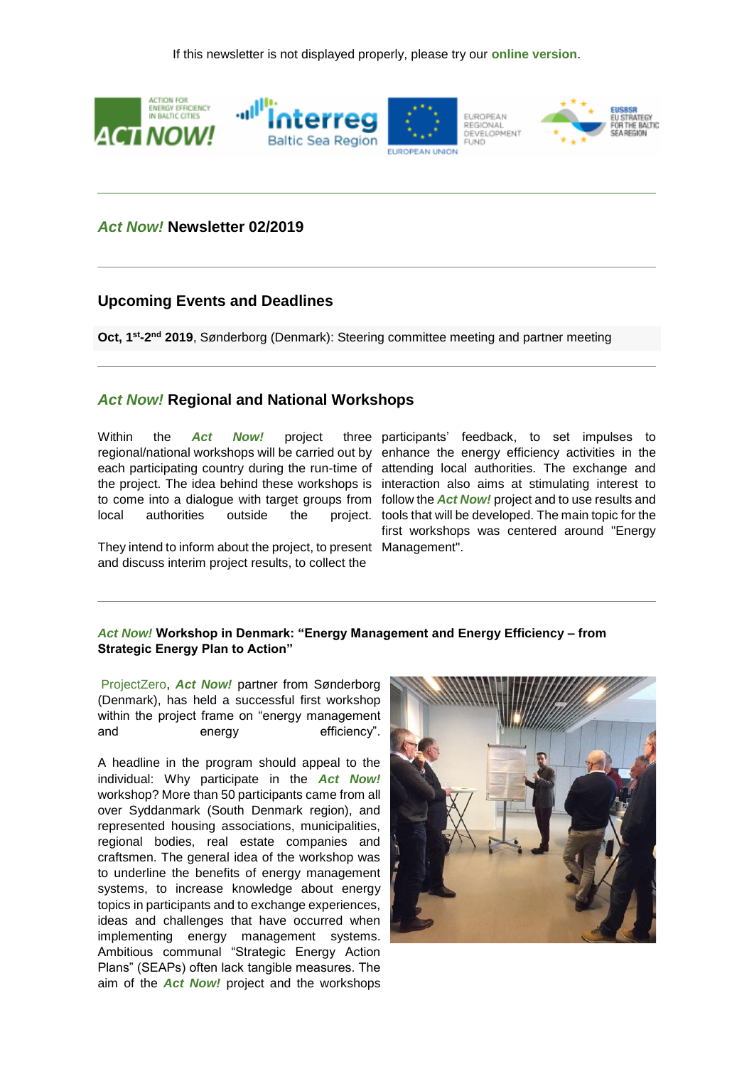If this newsletter is not displayed properly, please try our **online version**.

---

## *Act Now!* Newsletter 02/2019

---

## Upcoming Events and Deadlines

**Oct, 1st-2nd 2019**, Sønderborg (Denmark): Steering committee meeting and partner meeting

---

## *Act Now!* Regional and National Workshops

Within the ***Act Now!*** project three regional/national workshops will be carried out by each participating country during the run-time of the project. The idea behind these workshops is to come into a dialogue with target groups from local authorities outside the project.

They intend to inform about the project, to present and discuss interim project results, to collect the participants' feedback, to set impulses to enhance the energy efficiency activities in the attending local authorities. The exchange and interaction also aims at stimulating interest to follow the ***Act Now!*** project and to use results and tools that will be developed. The main topic for the first workshops was centered around "Energy Management".

---

### *Act Now!* Workshop in Denmark: "Energy Management and Energy Efficiency – from Strategic Energy Plan to Action"

ProjectZero, ***Act Now!*** partner from Sønderborg (Denmark), has held a successful first workshop within the project frame on "energy management and energy efficiency".

A headline in the program should appeal to the individual: Why participate in the ***Act Now!*** workshop? More than 50 participants came from all over Syddanmark (South Denmark region), and represented housing associations, municipalities, regional bodies, real estate companies and craftsmen. The general idea of the workshop was to underline the benefits of energy management systems, to increase knowledge about energy topics in participants and to exchange experiences, ideas and challenges that have occurred when implementing energy management systems. Ambitious communal "Strategic Energy Action Plans" (SEAPs) often lack tangible measures. The aim of the ***Act Now!*** project and the workshops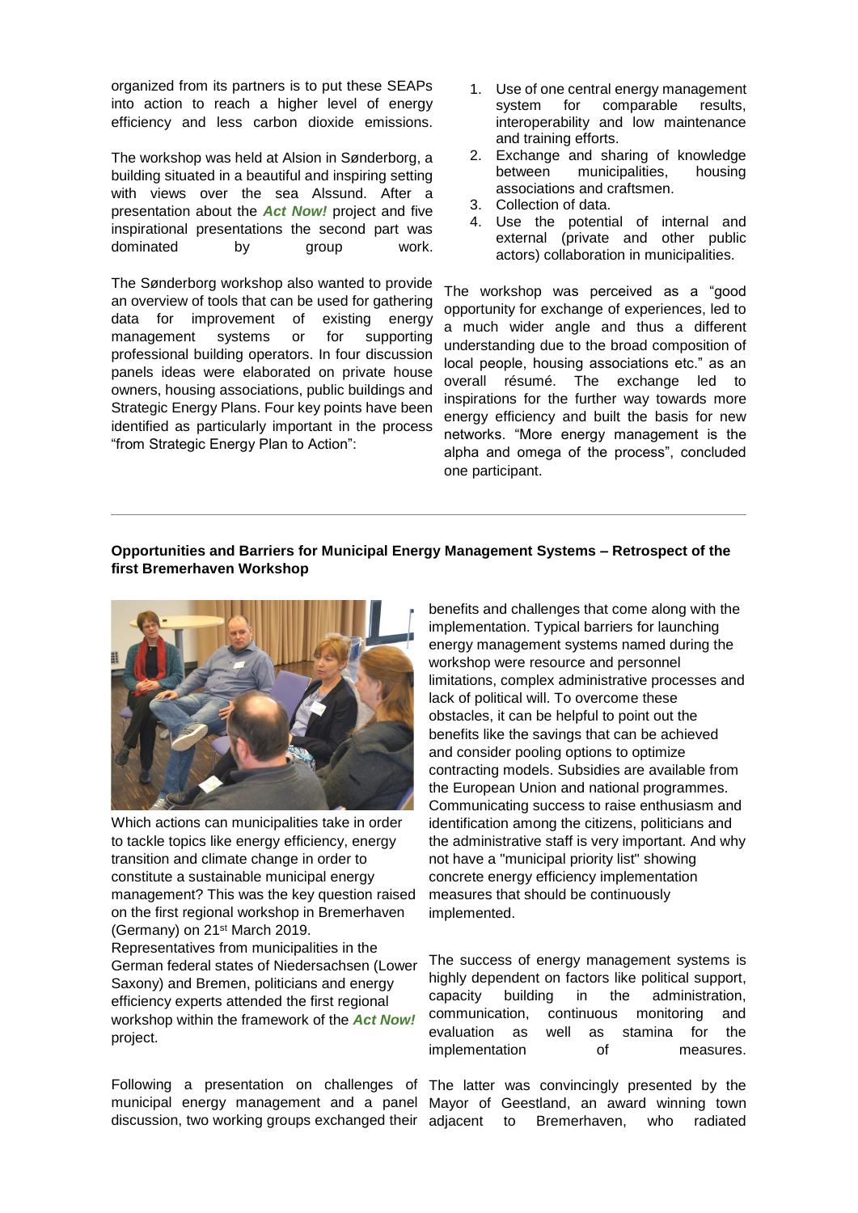organized from its partners is to put these SEAPs into action to reach a higher level of energy efficiency and less carbon dioxide emissions.

The workshop was held at Alsion in Sønderborg, a building situated in a beautiful and inspiring setting with views over the sea Alssund. After a presentation about the ***Act Now!*** project and five inspirational presentations the second part was dominated by group work.

The Sønderborg workshop also wanted to provide an overview of tools that can be used for gathering data for improvement of existing energy management systems or for supporting professional building operators. In four discussion panels ideas were elaborated on private house owners, housing associations, public buildings and Strategic Energy Plans. Four key points have been identified as particularly important in the process "from Strategic Energy Plan to Action":

1. Use of one central energy management system for comparable results, interoperability and low maintenance and training efforts.
2. Exchange and sharing of knowledge between municipalities, housing associations and craftsmen.
3. Collection of data.
4. Use the potential of internal and external (private and other public actors) collaboration in municipalities.

The workshop was perceived as a "good opportunity for exchange of experiences, led to a much wider angle and thus a different understanding due to the broad composition of local people, housing associations etc." as an overall résumé. The exchange led to inspirations for the further way towards more energy efficiency and built the basis for new networks. "More energy management is the alpha and omega of the process", concluded one participant.

---

**Opportunities and Barriers for Municipal Energy Management Systems – Retrospect of the first Bremerhaven Workshop**

Which actions can municipalities take in order to tackle topics like energy efficiency, energy transition and climate change in order to constitute a sustainable municipal energy management? This was the key question raised on the first regional workshop in Bremerhaven (Germany) on 21st March 2019.
Representatives from municipalities in the German federal states of Niedersachsen (Lower Saxony) and Bremen, politicians and energy efficiency experts attended the first regional workshop within the framework of the ***Act Now!*** project.

Following a presentation on challenges of municipal energy management and a panel discussion, two working groups exchanged their benefits and challenges that come along with the implementation. Typical barriers for launching energy management systems named during the workshop were resource and personnel limitations, complex administrative processes and lack of political will. To overcome these obstacles, it can be helpful to point out the benefits like the savings that can be achieved and consider pooling options to optimize contracting models. Subsidies are available from the European Union and national programmes. Communicating success to raise enthusiasm and identification among the citizens, politicians and the administrative staff is very important. And why not have a "municipal priority list" showing concrete energy efficiency implementation measures that should be continuously implemented.

The success of energy management systems is highly dependent on factors like political support, capacity building in the administration, communication, continuous monitoring and evaluation as well as stamina for the implementation of measures.

The latter was convincingly presented by the Mayor of Geestland, an award winning town adjacent to Bremerhaven, who radiated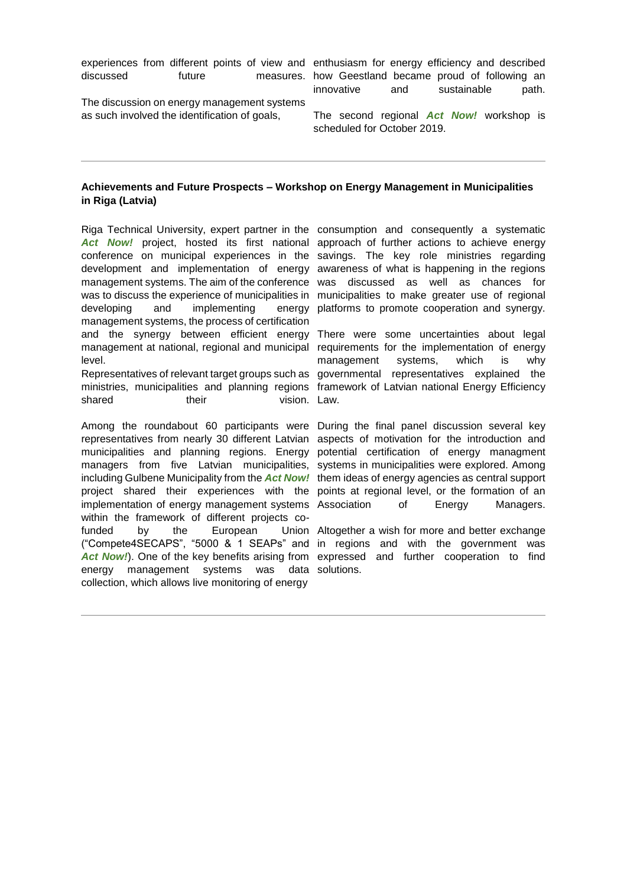experiences from different points of view and discussed future measures.

The discussion on energy management systems as such involved the identification of goals, enthusiasm for energy efficiency and described how Geestland became proud of following an innovative and sustainable path.

The second regional ***Act Now!*** workshop is scheduled for October 2019.

---

**Achievements and Future Prospects – Workshop on Energy Management in Municipalities in Riga (Latvia)**

Riga Technical University, expert partner in the ***Act Now!*** project, hosted its first national conference on municipal experiences in the development and implementation of energy management systems. The aim of the conference was to discuss the experience of municipalities in developing and implementing energy management systems, the process of certification and the synergy between efficient energy management at national, regional and municipal level.

Representatives of relevant target groups such as ministries, municipalities and planning regions shared their vision.

Among the roundabout 60 participants were representatives from nearly 30 different Latvian municipalities and planning regions. Energy managers from five Latvian municipalities, including Gulbene Municipality from the ***Act Now!*** project shared their experiences with the implementation of energy management systems within the framework of different projects co-funded by the European Union ("Compete4SECAPS", "5000 & 1 SEAPs" and ***Act Now!***). One of the key benefits arising from energy management systems was data collection, which allows live monitoring of energy consumption and consequently a systematic approach of further actions to achieve energy savings. The key role ministries regarding awareness of what is happening in the regions was discussed as well as chances for municipalities to make greater use of regional platforms to promote cooperation and synergy.

There were some uncertainties about legal requirements for the implementation of energy management systems, which is why governmental representatives explained the framework of Latvian national Energy Efficiency Law.

During the final panel discussion several key aspects of motivation for the introduction and potential certification of energy managment systems in municipalities were explored. Among them ideas of energy agencies as central support points at regional level, or the formation of an Association of Energy Managers.

Altogether a wish for more and better exchange in regions and with the government was expressed and further cooperation to find solutions.

---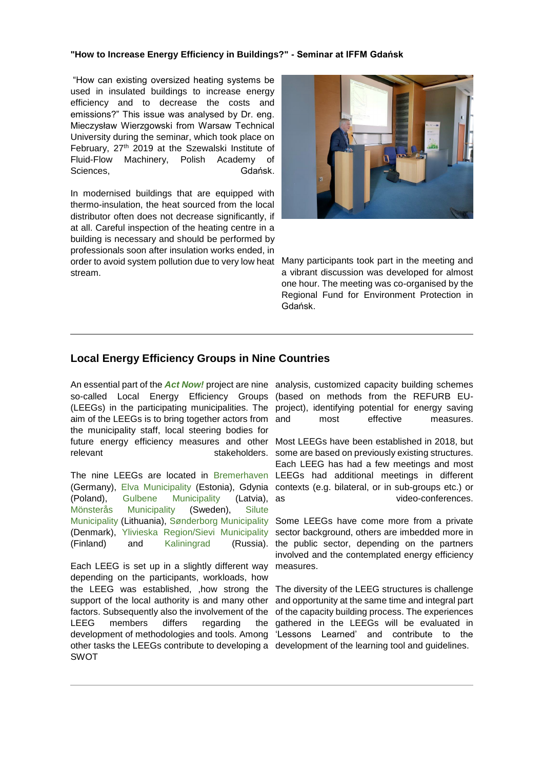**"How to Increase Energy Efficiency in Buildings?" - Seminar at IFFM Gdańsk**

"How can existing oversized heating systems be used in insulated buildings to increase energy efficiency and to decrease the costs and emissions?" This issue was analysed by Dr. eng. Mieczysław Wierzgowski from Warsaw Technical University during the seminar, which took place on February, 27th 2019 at the Szewalski Institute of Fluid-Flow Machinery, Polish Academy of Sciences, Gdańsk.

In modernised buildings that are equipped with thermo-insulation, the heat sourced from the local distributor often does not decrease significantly, if at all. Careful inspection of the heating centre in a building is necessary and should be performed by professionals soon after insulation works ended, in order to avoid system pollution due to very low heat stream.

Many participants took part in the meeting and a vibrant discussion was developed for almost one hour. The meeting was co-organised by the Regional Fund for Environment Protection in Gdańsk.

---

## Local Energy Efficiency Groups in Nine Countries

An essential part of the ***Act Now!*** project are nine so-called Local Energy Efficiency Groups (LEEGs) in the participating municipalities. The aim of the LEEGs is to bring together actors from the municipality staff, local steering bodies for future energy efficiency measures and other relevant stakeholders.

The nine LEEGs are located in Bremerhaven (Germany), Elva Municipality (Estonia), Gdynia (Poland), Gulbene Municipality (Latvia), Mönsterås Municipality (Sweden), Silute Municipality (Lithuania), Sønderborg Municipality (Denmark), Ylivieska Region/Sievi Municipality (Finland) and Kaliningrad (Russia).

Each LEEG is set up in a slightly different way depending on the participants, workloads, how the LEEG was established, ,how strong the support of the local authority is and many other factors. Subsequently also the involvement of the LEEG members differs regarding the development of methodologies and tools. Among other tasks the LEEGs contribute to developing a SWOT analysis, customized capacity building schemes (based on methods from the REFURB EU-project), identifying potential for energy saving and most effective measures.

Most LEEGs have been established in 2018, but some are based on previously existing structures. Each LEEG has had a few meetings and most LEEGs had additional meetings in different contexts (e.g. bilateral, or in sub-groups etc.) or as video-conferences.

Some LEEGs have come more from a private sector background, others are imbedded more in the public sector, depending on the partners involved and the contemplated energy efficiency measures.

The diversity of the LEEG structures is challenge and opportunity at the same time and integral part of the capacity building process. The experiences gathered in the LEEGs will be evaluated in 'Lessons Learned' and contribute to the development of the learning tool and guidelines.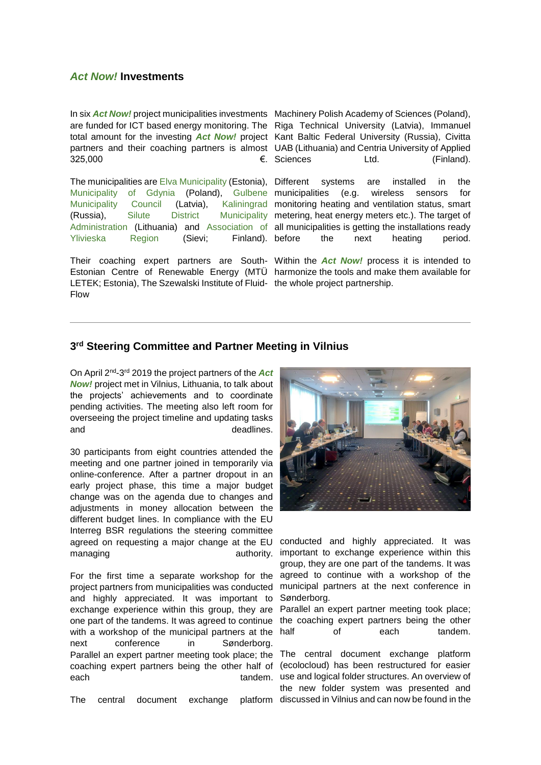## *Act Now!* Investments

In six ***Act Now!*** project municipalities investments are funded for ICT based energy monitoring. The total amount for the investing ***Act Now!*** project partners and their coaching partners is almost 325,000 €.

The municipalities are Elva Municipality (Estonia), Municipality of Gdynia (Poland), Gulbene Municipality Council (Latvia), Kaliningrad (Russia), Silute District Municipality Administration (Lithuania) and Association of Ylivieska Region (Sievi; Finland).

Their coaching expert partners are South-Estonian Centre of Renewable Energy (MTÜ LETEK; Estonia), The Szewalski Institute of Fluid-Flow Machinery Polish Academy of Sciences (Poland), Riga Technical University (Latvia), Immanuel Kant Baltic Federal University (Russia), Civitta UAB (Lithuania) and Centria University of Applied Sciences Ltd. (Finland).

Different systems are installed in the municipalities (e.g. wireless sensors for monitoring heating and ventilation status, smart metering, heat energy meters etc.). The target of all municipalities is getting the installations ready before the next heating period.

Within the ***Act Now!*** process it is intended to harmonize the tools and make them available for the whole project partnership.

---

## 3rd Steering Committee and Partner Meeting in Vilnius

On April 2nd-3rd 2019 the project partners of the ***Act Now!*** project met in Vilnius, Lithuania, to talk about the projects' achievements and to coordinate pending activities. The meeting also left room for overseeing the project timeline and updating tasks and deadlines.

30 participants from eight countries attended the meeting and one partner joined in temporarily via online-conference. After a partner dropout in an early project phase, this time a major budget change was on the agenda due to changes and adjustments in money allocation between the different budget lines. In compliance with the EU Interreg BSR regulations the steering committee agreed on requesting a major change at the EU managing authority.

For the first time a separate workshop for the project partners from municipalities was conducted and highly appreciated. It was important to exchange experience within this group, they are one part of the tandems. It was agreed to continue with a workshop of the municipal partners at the next conference in Sønderborg.
Parallel an expert partner meeting took place; the coaching expert partners being the other half of each tandem.

The central document exchange platform

conducted and highly appreciated. It was important to exchange experience within this group, they are one part of the tandems. It was agreed to continue with a workshop of the municipal partners at the next conference in Sønderborg.
Parallel an expert partner meeting took place; the coaching expert partners being the other half of each tandem.

The central document exchange platform (ecolocloud) has been restructured for easier use and logical folder structures. An overview of the new folder system was presented and discussed in Vilnius and can now be found in the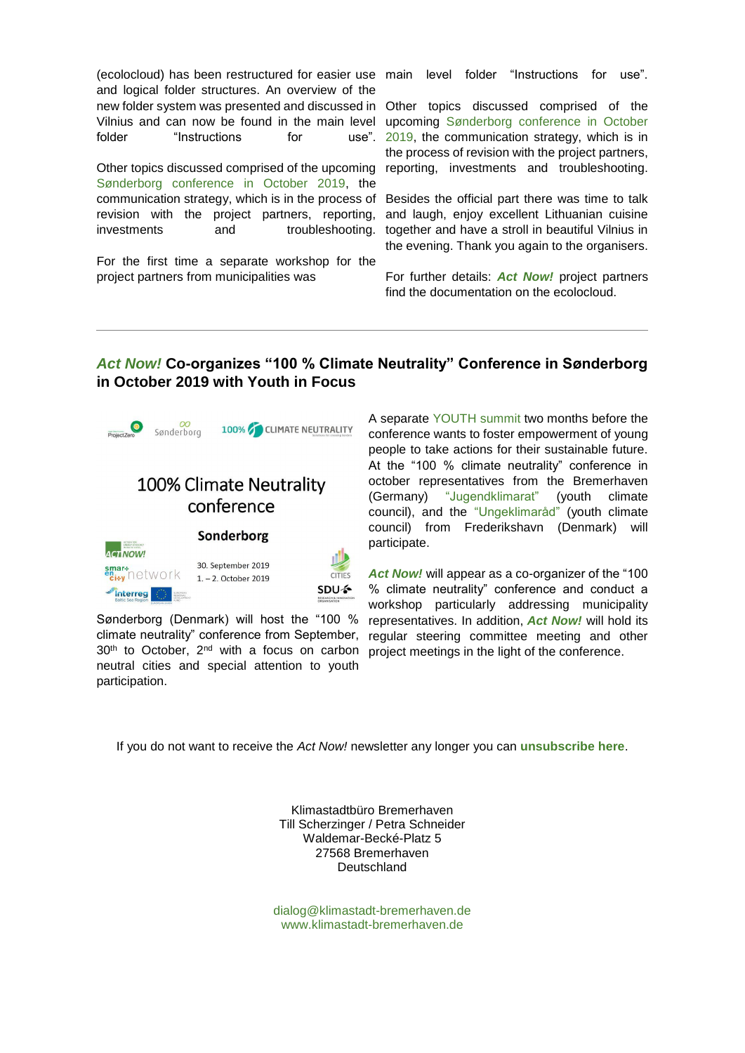(ecolocloud) has been restructured for easier use and logical folder structures. An overview of the new folder system was presented and discussed in Vilnius and can now be found in the main level folder "Instructions for use".

Other topics discussed comprised of the upcoming Sønderborg conference in October 2019, the communication strategy, which is in the process of revision with the project partners, reporting, investments and troubleshooting.

For the first time a separate workshop for the project partners from municipalities was main level folder "Instructions for use".

Other topics discussed comprised of the upcoming Sønderborg conference in October 2019, the communication strategy, which is in the process of revision with the project partners, reporting, investments and troubleshooting.

Besides the official part there was time to talk and laugh, enjoy excellent Lithuanian cuisine together and have a stroll in beautiful Vilnius in the evening. Thank you again to the organisers.

For further details: ***Act Now!*** project partners find the documentation on the ecolocloud.

---

## *Act Now!* Co-organizes "100 % Climate Neutrality" Conference in Sønderborg in October 2019 with Youth in Focus

ProjectZero Sønderborg 100% CLIMATE NEUTRALITY

100% Climate Neutrality conference

Sonderborg

30. September 2019
1. – 2. October 2019

ACT NOW! smart en city network Interreg CITIES SDU

Sønderborg (Denmark) will host the "100 % climate neutrality" conference from September, 30th to October, 2nd with a focus on carbon neutral cities and special attention to youth participation.

A separate YOUTH summit two months before the conference wants to foster empowerment of young people to take actions for their sustainable future. At the "100 % climate neutrality" conference in october representatives from the Bremerhaven (Germany) "Jugendklimarat" (youth climate council), and the "Ungeklimaråd" (youth climate council) from Frederikshavn (Denmark) will participate.

***Act Now!*** will appear as a co-organizer of the "100 % climate neutrality" conference and conduct a workshop particularly addressing municipality representatives. In addition, ***Act Now!*** will hold its regular steering committee meeting and other project meetings in the light of the conference.

If you do not want to receive the *Act Now!* newsletter any longer you can **unsubscribe here**.

Klimastadtbüro Bremerhaven
Till Scherzinger / Petra Schneider
Waldemar-Becké-Platz 5
27568 Bremerhaven
Deutschland

dialog@klimastadt-bremerhaven.de
www.klimastadt-bremerhaven.de